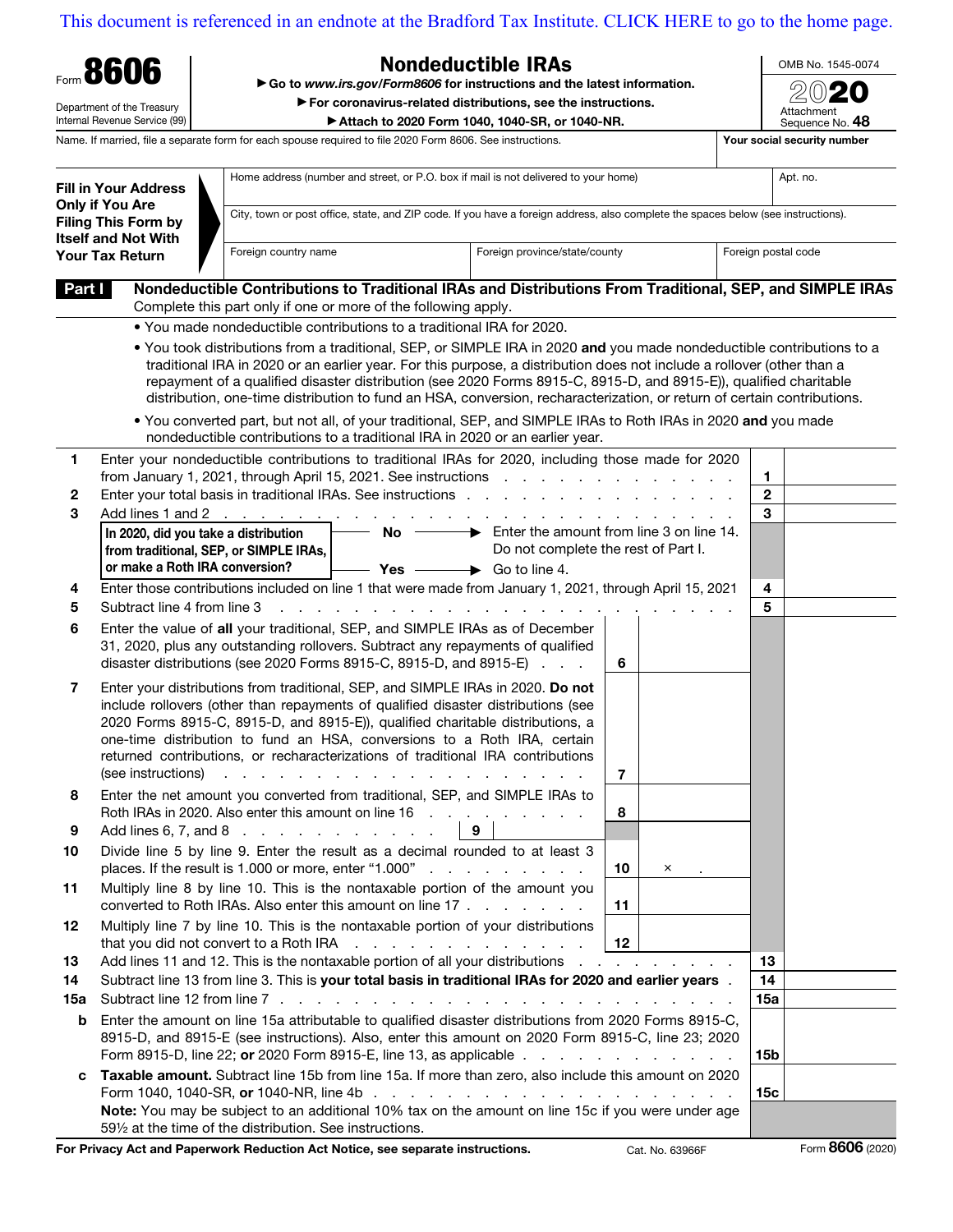This document is referenced in an endnote at the Bradford Tax Institute. CLICK HERE to go to the home page.

Form **8606**

Department of the Treasury
Internal Revenue Service (99)

# Nondeductible IRAs

▶ Go to *www.irs.gov/Form8606* for instructions and the latest information.
▶ For coronavirus-related distributions, see the instructions.
▶ Attach to 2020 Form 1040, 1040-SR, or 1040-NR.

OMB No. 1545-0074
2020
Attachment Sequence No. **48**

Name. If married, file a separate form for each spouse required to file 2020 Form 8606. See instructions. | Your social security number

**Fill in Your Address Only if You Are Filing This Form by Itself and Not With Your Tax Return**

| Home address (number and street, or P.O. box if mail is not delivered to your home) | | Apt. no. |
|---|---|---|
| City, town or post office, state, and ZIP code. If you have a foreign address, also complete the spaces below (see instructions). | | |
| Foreign country name | Foreign province/state/county | Foreign postal code |

## Part I Nondeductible Contributions to Traditional IRAs and Distributions From Traditional, SEP, and SIMPLE IRAs

Complete this part only if one or more of the following apply.

- You made nondeductible contributions to a traditional IRA for 2020.
- You took distributions from a traditional, SEP, or SIMPLE IRA in 2020 **and** you made nondeductible contributions to a traditional IRA in 2020 or an earlier year. For this purpose, a distribution does not include a rollover (other than a repayment of a qualified disaster distribution (see 2020 Forms 8915-C, 8915-D, and 8915-E)), qualified charitable distribution, one-time distribution to fund an HSA, conversion, recharacterization, or return of certain contributions.
- You converted part, but not all, of your traditional, SEP, and SIMPLE IRAs to Roth IRAs in 2020 **and** you made nondeductible contributions to a traditional IRA in 2020 or an earlier year.

**1** Enter your nondeductible contributions to traditional IRAs for 2020, including those made for 2020 from January 1, 2021, through April 15, 2021. See instructions . . . **1**

**2** Enter your total basis in traditional IRAs. See instructions . . . **2**

**3** Add lines 1 and 2 . . . **3**

**In 2020, did you take a distribution from traditional, SEP, or SIMPLE IRAs, or make a Roth IRA conversion?**
- **No** ▶ Enter the amount from line 3 on line 14. Do not complete the rest of Part I.
- **Yes** ▶ Go to line 4.

**4** Enter those contributions included on line 1 that were made from January 1, 2021, through April 15, 2021 **4**

**5** Subtract line 4 from line 3 . . . **5**

**6** Enter the value of **all** your traditional, SEP, and SIMPLE IRAs as of December 31, 2020, plus any outstanding rollovers. Subtract any repayments of qualified disaster distributions (see 2020 Forms 8915-C, 8915-D, and 8915-E) . . . **6**

**7** Enter your distributions from traditional, SEP, and SIMPLE IRAs in 2020. **Do not** include rollovers (other than repayments of qualified disaster distributions (see 2020 Forms 8915-C, 8915-D, and 8915-E)), qualified charitable distributions, a one-time distribution to fund an HSA, conversions to a Roth IRA, certain returned contributions, or recharacterizations of traditional IRA contributions (see instructions) . . . **7**

**8** Enter the net amount you converted from traditional, SEP, and SIMPLE IRAs to Roth IRAs in 2020. Also enter this amount on line 16 . . . **8**

**9** Add lines 6, 7, and 8 . . . **9**

**10** Divide line 5 by line 9. Enter the result as a decimal rounded to at least 3 places. If the result is 1.000 or more, enter "1.000" . . . **10** × .

**11** Multiply line 8 by line 10. This is the nontaxable portion of the amount you converted to Roth IRAs. Also enter this amount on line 17 . . . **11**

**12** Multiply line 7 by line 10. This is the nontaxable portion of your distributions that you did not convert to a Roth IRA . . . **12**

**13** Add lines 11 and 12. This is the nontaxable portion of all your distributions . . . **13**

**14** Subtract line 13 from line 3. This is **your total basis in traditional IRAs for 2020 and earlier years** . **14**

**15a** Subtract line 12 from line 7 . . . **15a**

**b** Enter the amount on line 15a attributable to qualified disaster distributions from 2020 Forms 8915-C, 8915-D, and 8915-E (see instructions). Also, enter this amount on 2020 Form 8915-C, line 23; 2020 Form 8915-D, line 22; **or** 2020 Form 8915-E, line 13, as applicable . . . **15b**

**c** **Taxable amount.** Subtract line 15b from line 15a. If more than zero, also include this amount on 2020 Form 1040, 1040-SR, **or** 1040-NR, line 4b . . . **15c**

**Note:** You may be subject to an additional 10% tax on the amount on line 15c if you were under age 59½ at the time of the distribution. See instructions.

**For Privacy Act and Paperwork Reduction Act Notice, see separate instructions.** Cat. No. 63966F Form **8606** (2020)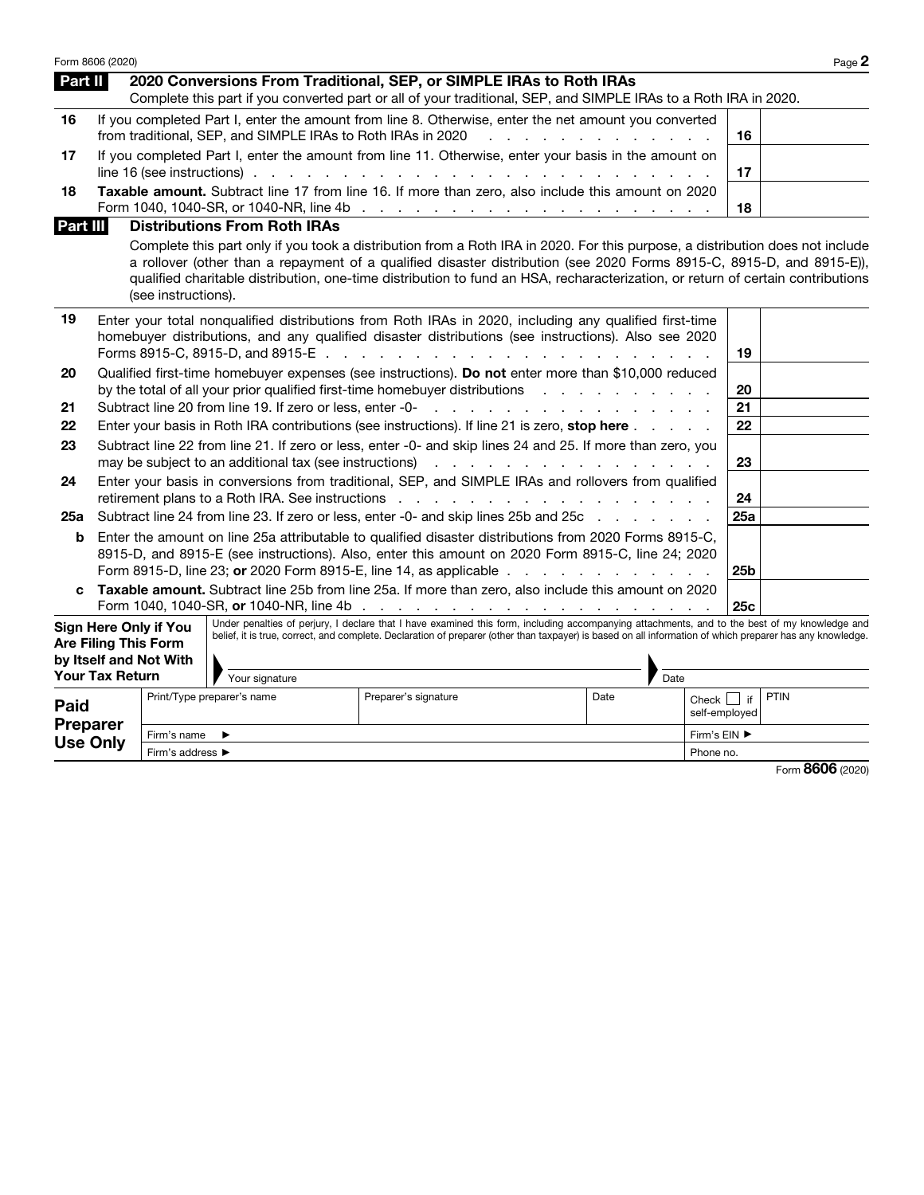## Part II 2020 Conversions From Traditional, SEP, or SIMPLE IRAs to Roth IRAs

Complete this part if you converted part or all of your traditional, SEP, and SIMPLE IRAs to a Roth IRA in 2020.

| | | | |
|---|---|---|---|
| **16** | If you completed Part I, enter the amount from line 8. Otherwise, enter the net amount you converted from traditional, SEP, and SIMPLE IRAs to Roth IRAs in 2020 | **16** | |
| **17** | If you completed Part I, enter the amount from line 11. Otherwise, enter your basis in the amount on line 16 (see instructions) | **17** | |
| **18** | **Taxable amount.** Subtract line 17 from line 16. If more than zero, also include this amount on 2020 Form 1040, 1040-SR, or 1040-NR, line 4b | **18** | |

## Part III Distributions From Roth IRAs

Complete this part only if you took a distribution from a Roth IRA in 2020. For this purpose, a distribution does not include a rollover (other than a repayment of a qualified disaster distribution (see 2020 Forms 8915-C, 8915-D, and 8915-E)), qualified charitable distribution, one-time distribution to fund an HSA, recharacterization, or return of certain contributions (see instructions).

| | | | |
|---|---|---|---|
| **19** | Enter your total nonqualified distributions from Roth IRAs in 2020, including any qualified first-time homebuyer distributions, and any qualified disaster distributions (see instructions). Also see 2020 Forms 8915-C, 8915-D, and 8915-E | **19** | |
| **20** | Qualified first-time homebuyer expenses (see instructions). **Do not** enter more than $10,000 reduced by the total of all your prior qualified first-time homebuyer distributions | **20** | |
| **21** | Subtract line 20 from line 19. If zero or less, enter -0- | **21** | |
| **22** | Enter your basis in Roth IRA contributions (see instructions). If line 21 is zero, **stop here** | **22** | |
| **23** | Subtract line 22 from line 21. If zero or less, enter -0- and skip lines 24 and 25. If more than zero, you may be subject to an additional tax (see instructions) | **23** | |
| **24** | Enter your basis in conversions from traditional, SEP, and SIMPLE IRAs and rollovers from qualified retirement plans to a Roth IRA. See instructions | **24** | |
| **25a** | Subtract line 24 from line 23. If zero or less, enter -0- and skip lines 25b and 25c | **25a** | |
| **b** | Enter the amount on line 25a attributable to qualified disaster distributions from 2020 Forms 8915-C, 8915-D, and 8915-E (see instructions). Also, enter this amount on 2020 Form 8915-C, line 24; 2020 Form 8915-D, line 23; **or** 2020 Form 8915-E, line 14, as applicable | **25b** | |
| **c** | **Taxable amount.** Subtract line 25b from line 25a. If more than zero, also include this amount on 2020 Form 1040, 1040-SR, **or** 1040-NR, line 4b | **25c** | |

**Sign Here Only if You Are Filing This Form by Itself and Not With Your Tax Return**

Under penalties of perjury, I declare that I have examined this form, including accompanying attachments, and to the best of my knowledge and belief, it is true, correct, and complete. Declaration of preparer (other than taxpayer) is based on all information of which preparer has any knowledge.

Your signature | Date

**Paid Preparer Use Only**

| Print/Type preparer's name | Preparer's signature | Date | Check ☐ if self-employed | PTIN |
|---|---|---|---|---|
| Firm's name ► | | | Firm's EIN ► | |
| Firm's address ► | | | Phone no. | |

Form **8606** (2020)